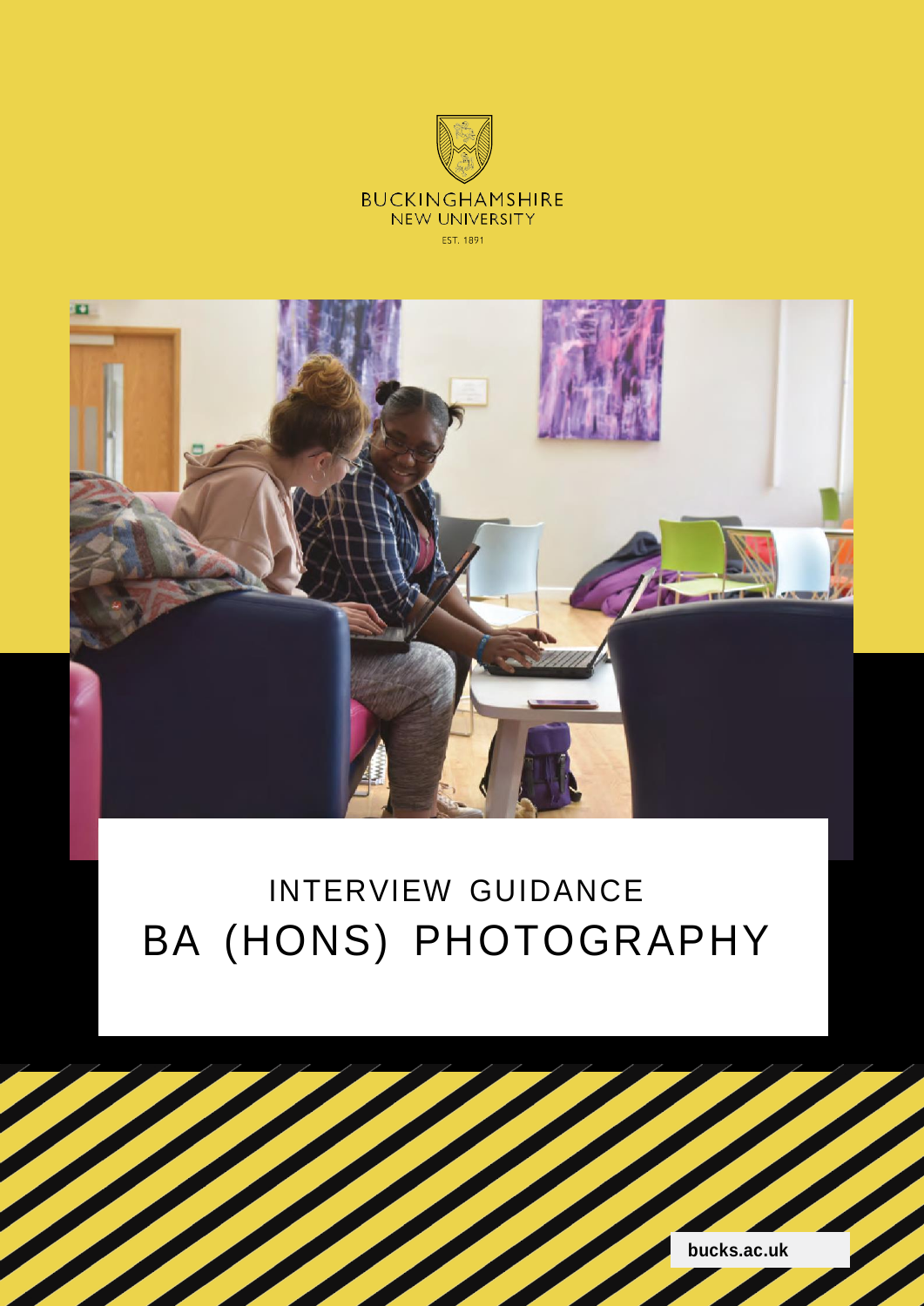BUCKINGHAMSHIRE
NEW UNIVERSITY
EST. 1891

# INTERVIEW GUIDANCE

# BA (HONS) PHOTOGRAPHY

**bucks.ac.uk**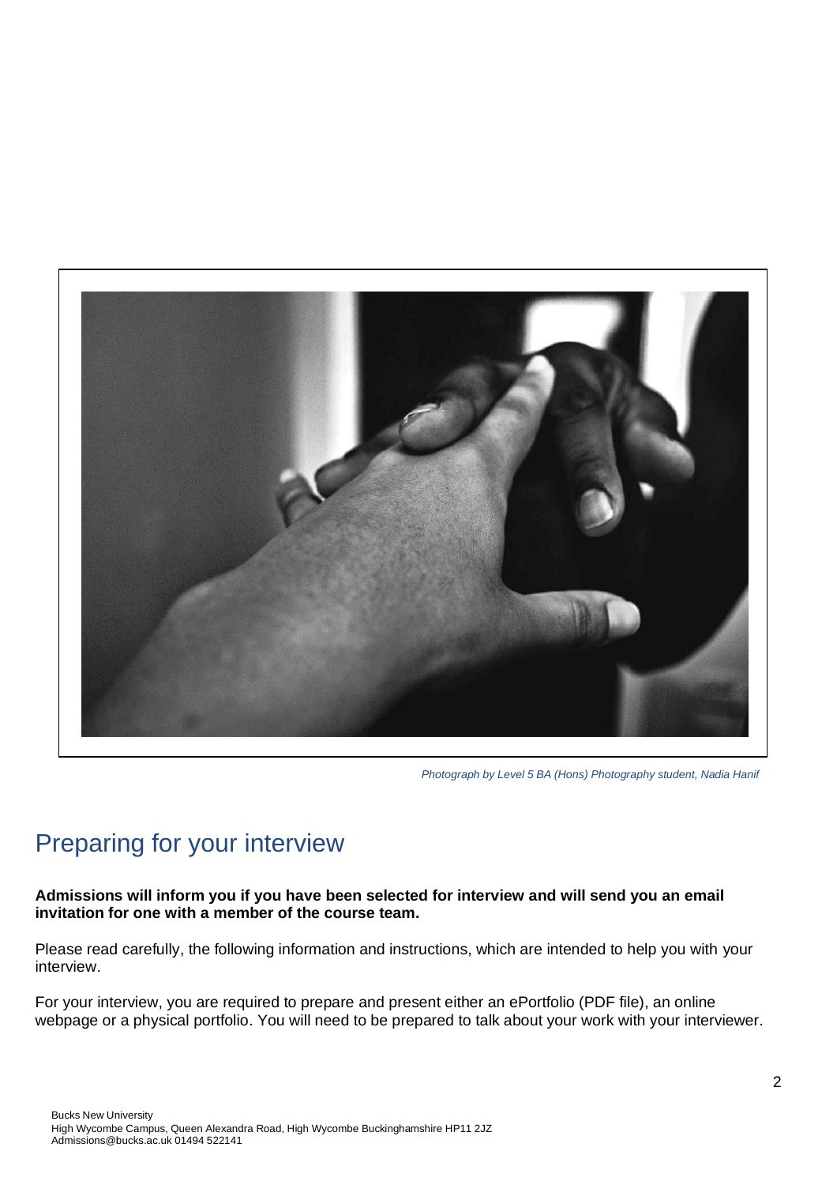*Photograph by Level 5 BA (Hons) Photography student, Nadia Hanif*

## Preparing for your interview

**Admissions will inform you if you have been selected for interview and will send you an email invitation for one with a member of the course team.**

Please read carefully, the following information and instructions, which are intended to help you with your interview.

For your interview, you are required to prepare and present either an ePortfolio (PDF file), an online webpage or a physical portfolio. You will need to be prepared to talk about your work with your interviewer.

Bucks New University
High Wycombe Campus, Queen Alexandra Road, High Wycombe Buckinghamshire HP11 2JZ
Admissions@bucks.ac.uk 01494 522141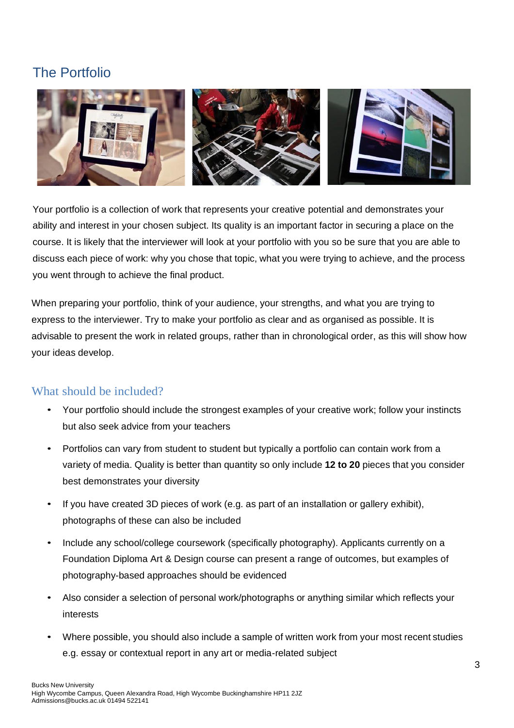## The Portfolio

Your portfolio is a collection of work that represents your creative potential and demonstrates your ability and interest in your chosen subject. Its quality is an important factor in securing a place on the course. It is likely that the interviewer will look at your portfolio with you so be sure that you are able to discuss each piece of work: why you chose that topic, what you were trying to achieve, and the process you went through to achieve the final product.

When preparing your portfolio, think of your audience, your strengths, and what you are trying to express to the interviewer. Try to make your portfolio as clear and as organised as possible. It is advisable to present the work in related groups, rather than in chronological order, as this will show how your ideas develop.

### What should be included?

- Your portfolio should include the strongest examples of your creative work; follow your instincts but also seek advice from your teachers
- Portfolios can vary from student to student but typically a portfolio can contain work from a variety of media. Quality is better than quantity so only include **12 to 20** pieces that you consider best demonstrates your diversity
- If you have created 3D pieces of work (e.g. as part of an installation or gallery exhibit), photographs of these can also be included
- Include any school/college coursework (specifically photography). Applicants currently on a Foundation Diploma Art & Design course can present a range of outcomes, but examples of photography-based approaches should be evidenced
- Also consider a selection of personal work/photographs or anything similar which reflects your interests
- Where possible, you should also include a sample of written work from your most recent studies e.g. essay or contextual report in any art or media-related subject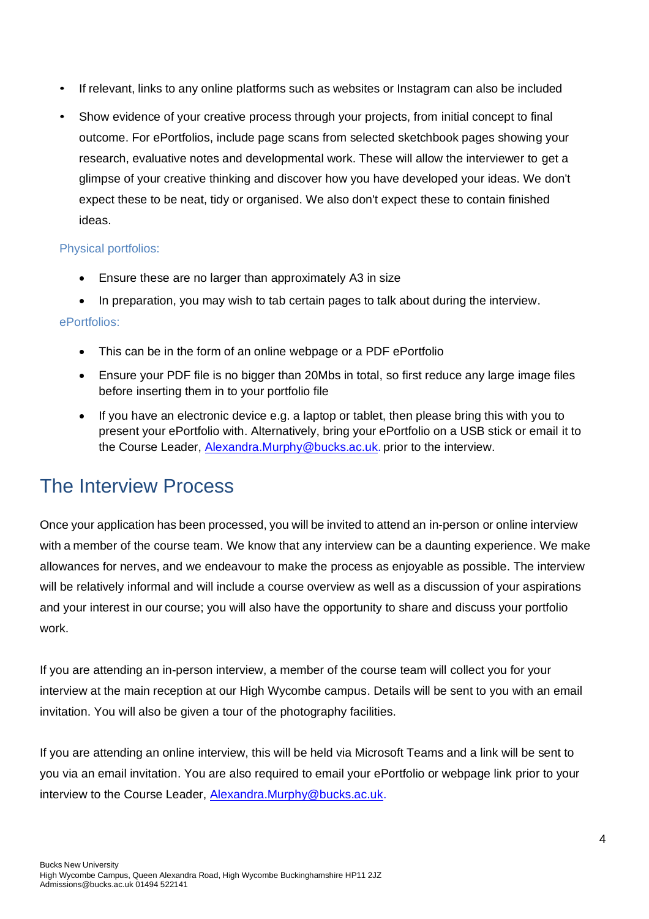- If relevant, links to any online platforms such as websites or Instagram can also be included
- Show evidence of your creative process through your projects, from initial concept to final outcome. For ePortfolios, include page scans from selected sketchbook pages showing your research, evaluative notes and developmental work. These will allow the interviewer to get a glimpse of your creative thinking and discover how you have developed your ideas. We don't expect these to be neat, tidy or organised. We also don't expect these to contain finished ideas.

Physical portfolios:

- Ensure these are no larger than approximately A3 in size
- In preparation, you may wish to tab certain pages to talk about during the interview.

ePortfolios:

- This can be in the form of an online webpage or a PDF ePortfolio
- Ensure your PDF file is no bigger than 20Mbs in total, so first reduce any large image files before inserting them in to your portfolio file
- If you have an electronic device e.g. a laptop or tablet, then please bring this with you to present your ePortfolio with. Alternatively, bring your ePortfolio on a USB stick or email it to the Course Leader, Alexandra.Murphy@bucks.ac.uk. prior to the interview.

## The Interview Process

Once your application has been processed, you will be invited to attend an in-person or online interview with a member of the course team. We know that any interview can be a daunting experience. We make allowances for nerves, and we endeavour to make the process as enjoyable as possible. The interview will be relatively informal and will include a course overview as well as a discussion of your aspirations and your interest in our course; you will also have the opportunity to share and discuss your portfolio work.

If you are attending an in-person interview, a member of the course team will collect you for your interview at the main reception at our High Wycombe campus. Details will be sent to you with an email invitation. You will also be given a tour of the photography facilities.

If you are attending an online interview, this will be held via Microsoft Teams and a link will be sent to you via an email invitation. You are also required to email your ePortfolio or webpage link prior to your interview to the Course Leader, Alexandra.Murphy@bucks.ac.uk.